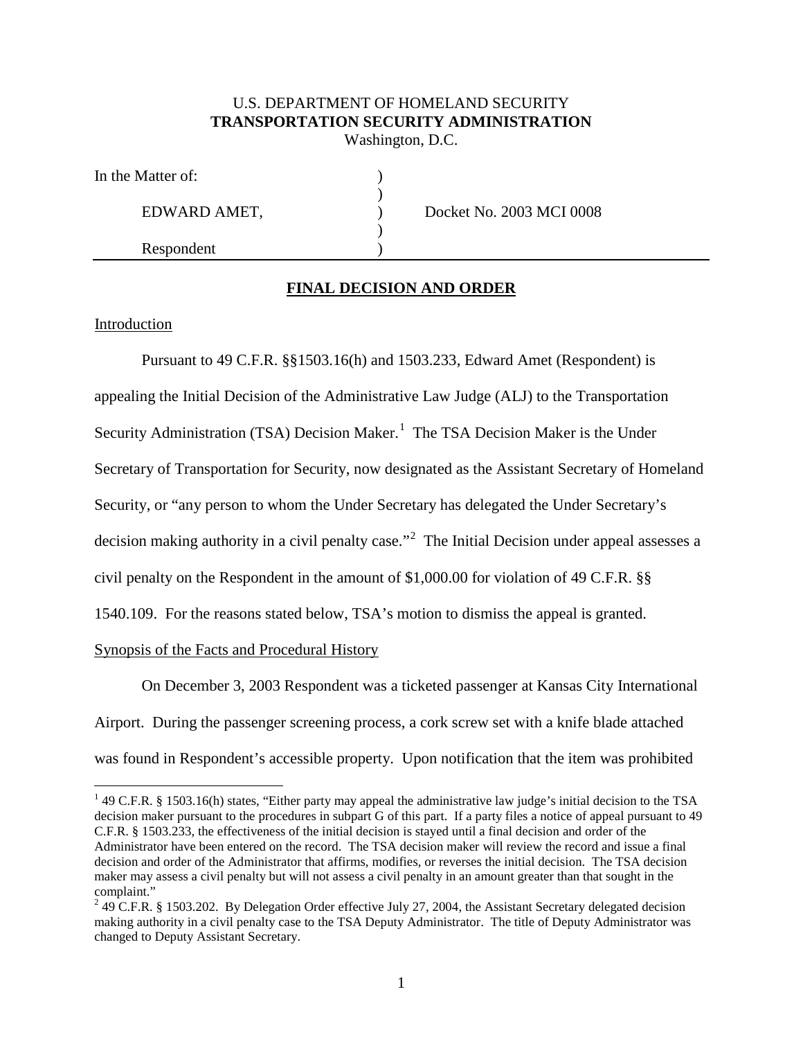U.S. DEPARTMENT OF HOMELAND SECURITY
**TRANSPORTATION SECURITY ADMINISTRATION**
Washington, D.C.

| | | |
|---|---|---|
| In the Matter of: | ) | |
| | ) | |
| EDWARD AMET, | ) | Docket No. 2003 MCI 0008 |
| | ) | |
| Respondent | ) | |

## FINAL DECISION AND ORDER

Introduction

Pursuant to 49 C.F.R. §§1503.16(h) and 1503.233, Edward Amet (Respondent) is appealing the Initial Decision of the Administrative Law Judge (ALJ) to the Transportation Security Administration (TSA) Decision Maker.[1] The TSA Decision Maker is the Under Secretary of Transportation for Security, now designated as the Assistant Secretary of Homeland Security, or "any person to whom the Under Secretary has delegated the Under Secretary's decision making authority in a civil penalty case."[2] The Initial Decision under appeal assesses a civil penalty on the Respondent in the amount of $1,000.00 for violation of 49 C.F.R. §§ 1540.109. For the reasons stated below, TSA's motion to dismiss the appeal is granted.

Synopsis of the Facts and Procedural History

On December 3, 2003 Respondent was a ticketed passenger at Kansas City International Airport. During the passenger screening process, a cork screw set with a knife blade attached was found in Respondent's accessible property. Upon notification that the item was prohibited

---

[1] 49 C.F.R. § 1503.16(h) states, "Either party may appeal the administrative law judge's initial decision to the TSA decision maker pursuant to the procedures in subpart G of this part. If a party files a notice of appeal pursuant to 49 C.F.R. § 1503.233, the effectiveness of the initial decision is stayed until a final decision and order of the Administrator have been entered on the record. The TSA decision maker will review the record and issue a final decision and order of the Administrator that affirms, modifies, or reverses the initial decision. The TSA decision maker may assess a civil penalty but will not assess a civil penalty in an amount greater than that sought in the complaint."

[2] 49 C.F.R. § 1503.202. By Delegation Order effective July 27, 2004, the Assistant Secretary delegated decision making authority in a civil penalty case to the TSA Deputy Administrator. The title of Deputy Administrator was changed to Deputy Assistant Secretary.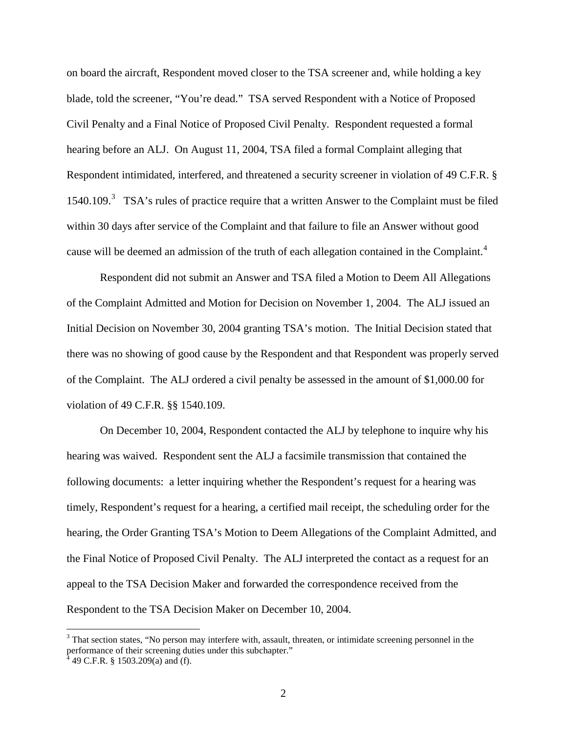on board the aircraft, Respondent moved closer to the TSA screener and, while holding a key blade, told the screener, "You're dead." TSA served Respondent with a Notice of Proposed Civil Penalty and a Final Notice of Proposed Civil Penalty. Respondent requested a formal hearing before an ALJ. On August 11, 2004, TSA filed a formal Complaint alleging that Respondent intimidated, interfered, and threatened a security screener in violation of 49 C.F.R. § 1540.109.[3] TSA's rules of practice require that a written Answer to the Complaint must be filed within 30 days after service of the Complaint and that failure to file an Answer without good cause will be deemed an admission of the truth of each allegation contained in the Complaint.[4]

Respondent did not submit an Answer and TSA filed a Motion to Deem All Allegations of the Complaint Admitted and Motion for Decision on November 1, 2004. The ALJ issued an Initial Decision on November 30, 2004 granting TSA's motion. The Initial Decision stated that there was no showing of good cause by the Respondent and that Respondent was properly served of the Complaint. The ALJ ordered a civil penalty be assessed in the amount of $1,000.00 for violation of 49 C.F.R. §§ 1540.109.

On December 10, 2004, Respondent contacted the ALJ by telephone to inquire why his hearing was waived. Respondent sent the ALJ a facsimile transmission that contained the following documents: a letter inquiring whether the Respondent's request for a hearing was timely, Respondent's request for a hearing, a certified mail receipt, the scheduling order for the hearing, the Order Granting TSA's Motion to Deem Allegations of the Complaint Admitted, and the Final Notice of Proposed Civil Penalty. The ALJ interpreted the contact as a request for an appeal to the TSA Decision Maker and forwarded the correspondence received from the Respondent to the TSA Decision Maker on December 10, 2004.

---

[3] That section states, "No person may interfere with, assault, threaten, or intimidate screening personnel in the performance of their screening duties under this subchapter."

[4] 49 C.F.R. § 1503.209(a) and (f).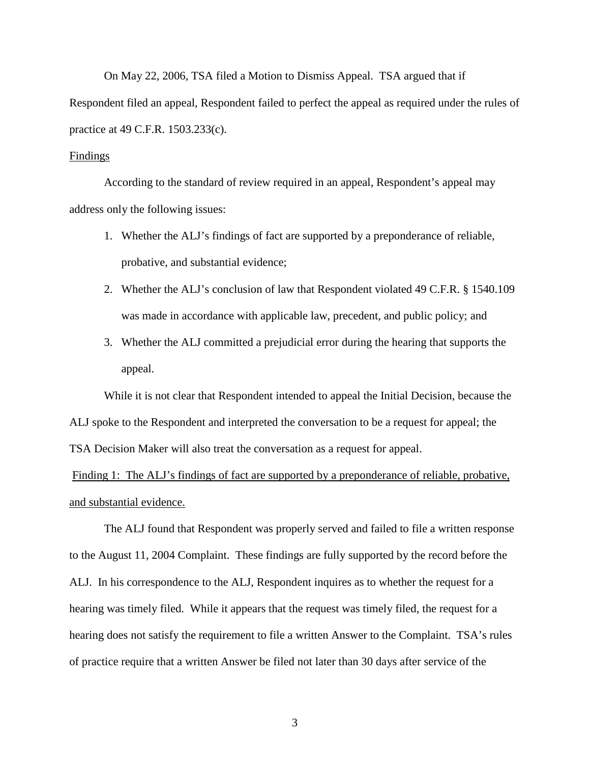On May 22, 2006, TSA filed a Motion to Dismiss Appeal. TSA argued that if Respondent filed an appeal, Respondent failed to perfect the appeal as required under the rules of practice at 49 C.F.R. 1503.233(c).

<u>Findings</u>

According to the standard of review required in an appeal, Respondent's appeal may address only the following issues:

1. Whether the ALJ's findings of fact are supported by a preponderance of reliable, probative, and substantial evidence;
2. Whether the ALJ's conclusion of law that Respondent violated 49 C.F.R. § 1540.109 was made in accordance with applicable law, precedent, and public policy; and
3. Whether the ALJ committed a prejudicial error during the hearing that supports the appeal.

While it is not clear that Respondent intended to appeal the Initial Decision, because the ALJ spoke to the Respondent and interpreted the conversation to be a request for appeal; the TSA Decision Maker will also treat the conversation as a request for appeal.

<u>Finding 1: The ALJ's findings of fact are supported by a preponderance of reliable, probative, and substantial evidence.</u>

The ALJ found that Respondent was properly served and failed to file a written response to the August 11, 2004 Complaint. These findings are fully supported by the record before the ALJ. In his correspondence to the ALJ, Respondent inquires as to whether the request for a hearing was timely filed. While it appears that the request was timely filed, the request for a hearing does not satisfy the requirement to file a written Answer to the Complaint. TSA's rules of practice require that a written Answer be filed not later than 30 days after service of the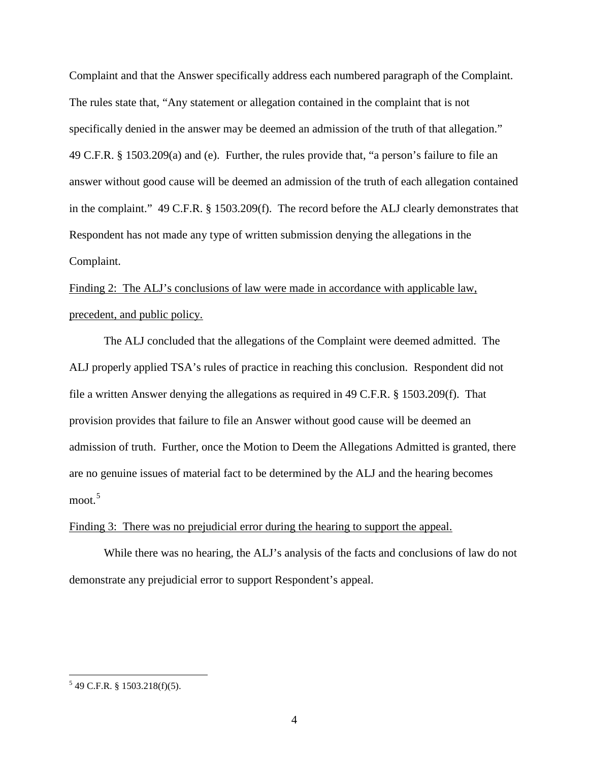Complaint and that the Answer specifically address each numbered paragraph of the Complaint. The rules state that, "Any statement or allegation contained in the complaint that is not specifically denied in the answer may be deemed an admission of the truth of that allegation." 49 C.F.R. § 1503.209(a) and (e). Further, the rules provide that, "a person's failure to file an answer without good cause will be deemed an admission of the truth of each allegation contained in the complaint." 49 C.F.R. § 1503.209(f). The record before the ALJ clearly demonstrates that Respondent has not made any type of written submission denying the allegations in the Complaint.

<u>Finding 2: The ALJ's conclusions of law were made in accordance with applicable law, precedent, and public policy.</u>

The ALJ concluded that the allegations of the Complaint were deemed admitted. The ALJ properly applied TSA's rules of practice in reaching this conclusion. Respondent did not file a written Answer denying the allegations as required in 49 C.F.R. § 1503.209(f). That provision provides that failure to file an Answer without good cause will be deemed an admission of truth. Further, once the Motion to Deem the Allegations Admitted is granted, there are no genuine issues of material fact to be determined by the ALJ and the hearing becomes moot.[5]

<u>Finding 3: There was no prejudicial error during the hearing to support the appeal.</u>

While there was no hearing, the ALJ's analysis of the facts and conclusions of law do not demonstrate any prejudicial error to support Respondent's appeal.

---

[5] 49 C.F.R. § 1503.218(f)(5).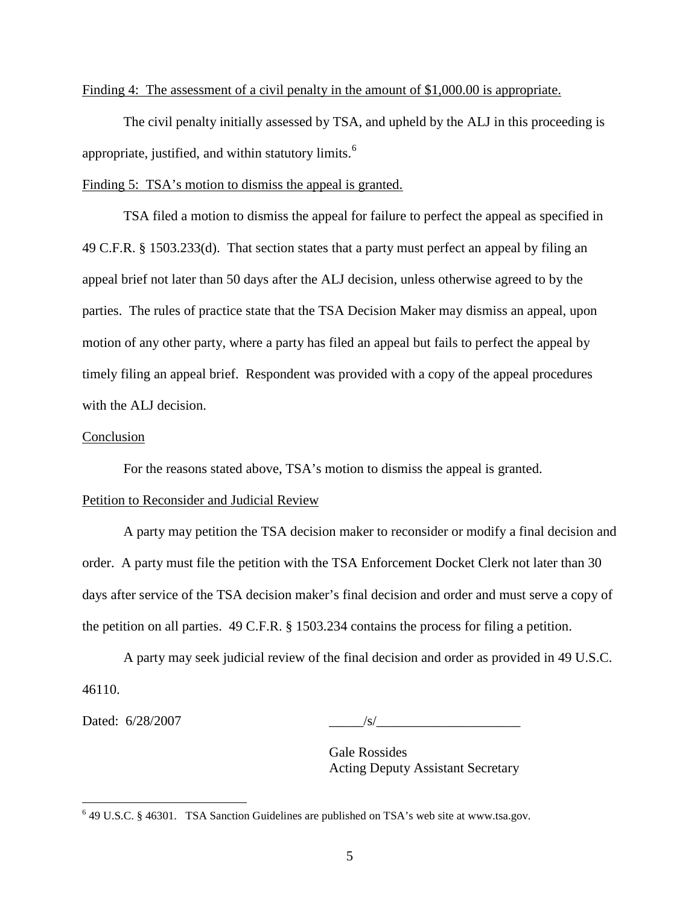Finding 4: The assessment of a civil penalty in the amount of $1,000.00 is appropriate.

The civil penalty initially assessed by TSA, and upheld by the ALJ in this proceeding is appropriate, justified, and within statutory limits.[6]

Finding 5: TSA's motion to dismiss the appeal is granted.

TSA filed a motion to dismiss the appeal for failure to perfect the appeal as specified in 49 C.F.R. § 1503.233(d). That section states that a party must perfect an appeal by filing an appeal brief not later than 50 days after the ALJ decision, unless otherwise agreed to by the parties. The rules of practice state that the TSA Decision Maker may dismiss an appeal, upon motion of any other party, where a party has filed an appeal but fails to perfect the appeal by timely filing an appeal brief. Respondent was provided with a copy of the appeal procedures with the ALJ decision.

Conclusion

For the reasons stated above, TSA's motion to dismiss the appeal is granted.

Petition to Reconsider and Judicial Review

A party may petition the TSA decision maker to reconsider or modify a final decision and order. A party must file the petition with the TSA Enforcement Docket Clerk not later than 30 days after service of the TSA decision maker's final decision and order and must serve a copy of the petition on all parties. 49 C.F.R. § 1503.234 contains the process for filing a petition.

A party may seek judicial review of the final decision and order as provided in 49 U.S.C. 46110.

Dated: 6/28/2007

_____/s/_____________________

Gale Rossides
Acting Deputy Assistant Secretary

---

[6] 49 U.S.C. § 46301. TSA Sanction Guidelines are published on TSA's web site at www.tsa.gov.